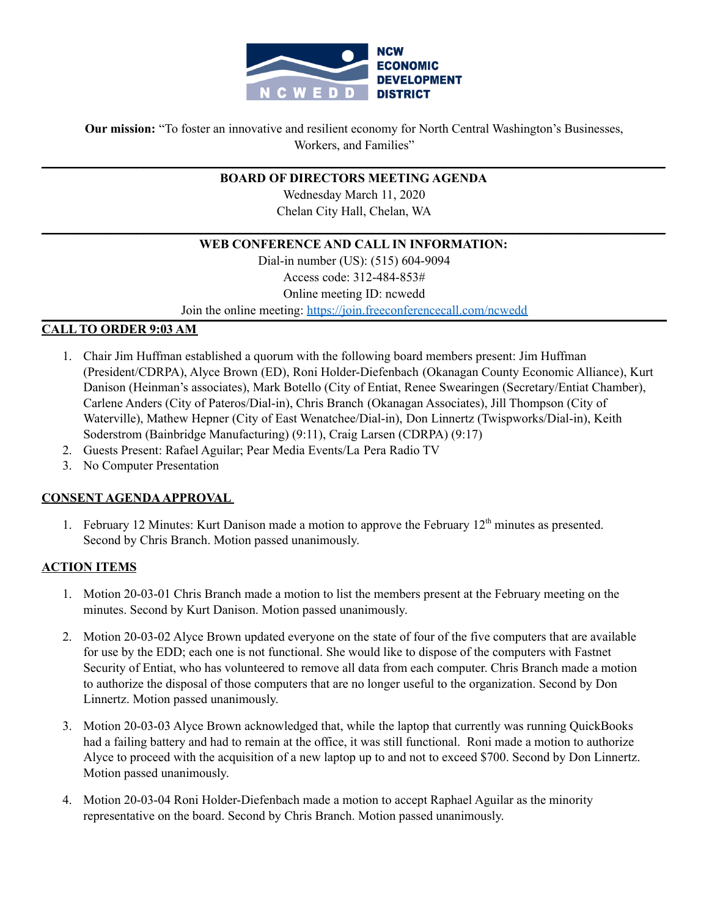**NCW ECONOMIC DEVELOPMENT DISTRICT**

**Our mission:** "To foster an innovative and resilient economy for North Central Washington's Businesses, Workers, and Families"

---

**BOARD OF DIRECTORS MEETING AGENDA**

Wednesday March 11, 2020

Chelan City Hall, Chelan, WA

---

**WEB CONFERENCE AND CALL IN INFORMATION:**

Dial-in number (US): (515) 604-9094

Access code: 312-484-853#

Online meeting ID: ncwedd

Join the online meeting: https://join.freeconferencecall.com/ncwedd

## CALL TO ORDER 9:03 AM

1. Chair Jim Huffman established a quorum with the following board members present: Jim Huffman (President/CDRPA), Alyce Brown (ED), Roni Holder-Diefenbach (Okanagan County Economic Alliance), Kurt Danison (Heinman's associates), Mark Botello (City of Entiat, Renee Swearingen (Secretary/Entiat Chamber), Carlene Anders (City of Pateros/Dial-in), Chris Branch (Okanagan Associates), Jill Thompson (City of Waterville), Mathew Hepner (City of East Wenatchee/Dial-in), Don Linnertz (Twispworks/Dial-in), Keith Soderstrom (Bainbridge Manufacturing) (9:11), Craig Larsen (CDRPA) (9:17)
2. Guests Present: Rafael Aguilar; Pear Media Events/La Pera Radio TV
3. No Computer Presentation

## CONSENT AGENDA APPROVAL

1. February 12 Minutes: Kurt Danison made a motion to approve the February 12th minutes as presented. Second by Chris Branch. Motion passed unanimously.

## ACTION ITEMS

1. Motion 20-03-01 Chris Branch made a motion to list the members present at the February meeting on the minutes. Second by Kurt Danison. Motion passed unanimously.

2. Motion 20-03-02 Alyce Brown updated everyone on the state of four of the five computers that are available for use by the EDD; each one is not functional. She would like to dispose of the computers with Fastnet Security of Entiat, who has volunteered to remove all data from each computer. Chris Branch made a motion to authorize the disposal of those computers that are no longer useful to the organization. Second by Don Linnertz. Motion passed unanimously.

3. Motion 20-03-03 Alyce Brown acknowledged that, while the laptop that currently was running QuickBooks had a failing battery and had to remain at the office, it was still functional. Roni made a motion to authorize Alyce to proceed with the acquisition of a new laptop up to and not to exceed $700. Second by Don Linnertz. Motion passed unanimously.

4. Motion 20-03-04 Roni Holder-Diefenbach made a motion to accept Raphael Aguilar as the minority representative on the board. Second by Chris Branch. Motion passed unanimously.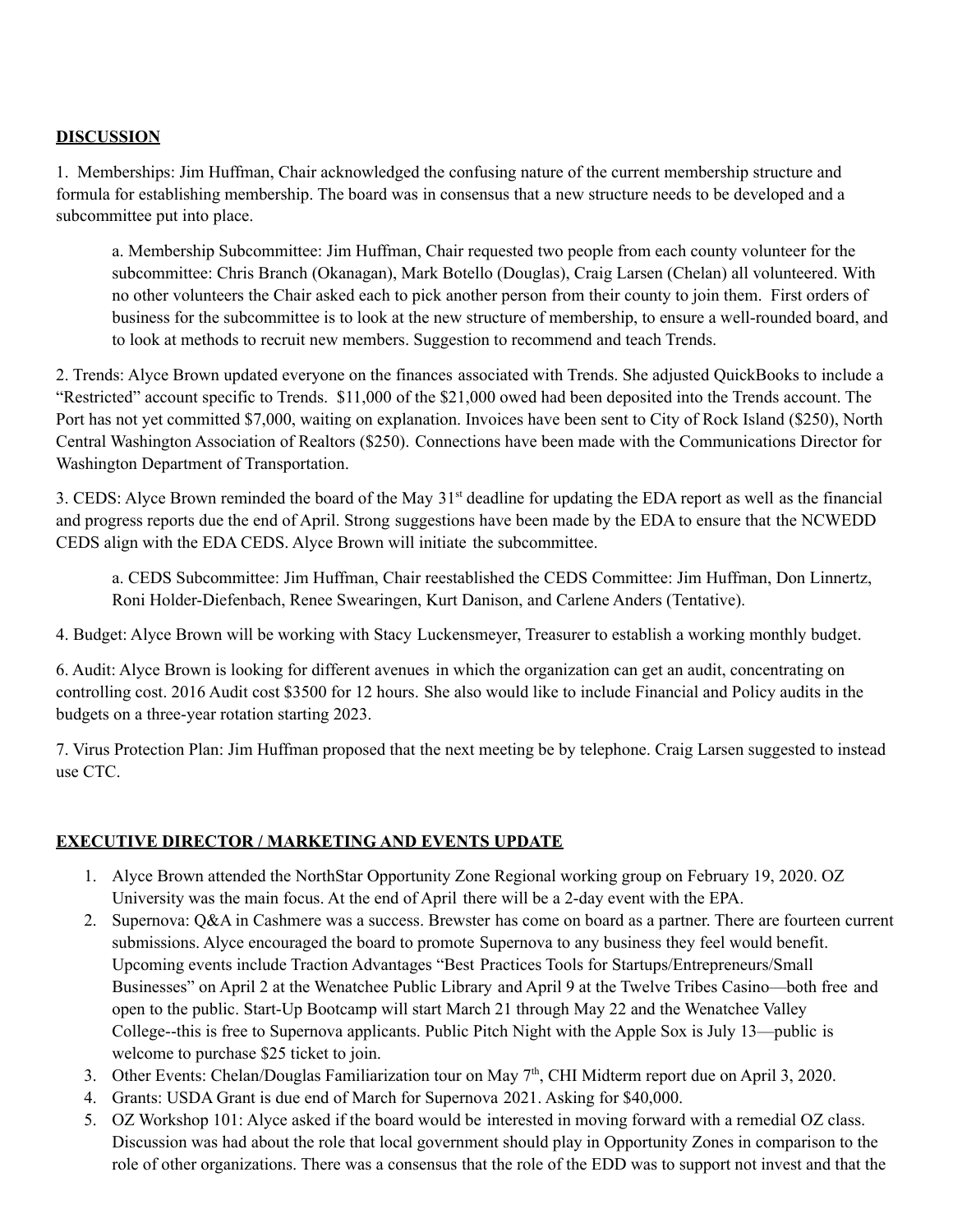**DISCUSSION**

1. Memberships: Jim Huffman, Chair acknowledged the confusing nature of the current membership structure and formula for establishing membership. The board was in consensus that a new structure needs to be developed and a subcommittee put into place.

   a. Membership Subcommittee: Jim Huffman, Chair requested two people from each county volunteer for the subcommittee: Chris Branch (Okanagan), Mark Botello (Douglas), Craig Larsen (Chelan) all volunteered. With no other volunteers the Chair asked each to pick another person from their county to join them. First orders of business for the subcommittee is to look at the new structure of membership, to ensure a well-rounded board, and to look at methods to recruit new members. Suggestion to recommend and teach Trends.

2. Trends: Alyce Brown updated everyone on the finances associated with Trends. She adjusted QuickBooks to include a "Restricted" account specific to Trends. $11,000 of the $21,000 owed had been deposited into the Trends account. The Port has not yet committed $7,000, waiting on explanation. Invoices have been sent to City of Rock Island ($250), North Central Washington Association of Realtors ($250). Connections have been made with the Communications Director for Washington Department of Transportation.

3. CEDS: Alyce Brown reminded the board of the May 31st deadline for updating the EDA report as well as the financial and progress reports due the end of April. Strong suggestions have been made by the EDA to ensure that the NCWEDD CEDS align with the EDA CEDS. Alyce Brown will initiate the subcommittee.

   a. CEDS Subcommittee: Jim Huffman, Chair reestablished the CEDS Committee: Jim Huffman, Don Linnertz, Roni Holder-Diefenbach, Renee Swearingen, Kurt Danison, and Carlene Anders (Tentative).

4. Budget: Alyce Brown will be working with Stacy Luckensmeyer, Treasurer to establish a working monthly budget.

6. Audit: Alyce Brown is looking for different avenues in which the organization can get an audit, concentrating on controlling cost. 2016 Audit cost $3500 for 12 hours. She also would like to include Financial and Policy audits in the budgets on a three-year rotation starting 2023.

7. Virus Protection Plan: Jim Huffman proposed that the next meeting be by telephone. Craig Larsen suggested to instead use CTC.

**EXECUTIVE DIRECTOR / MARKETING AND EVENTS UPDATE**

1. Alyce Brown attended the NorthStar Opportunity Zone Regional working group on February 19, 2020. OZ University was the main focus. At the end of April there will be a 2-day event with the EPA.
2. Supernova: Q&A in Cashmere was a success. Brewster has come on board as a partner. There are fourteen current submissions. Alyce encouraged the board to promote Supernova to any business they feel would benefit. Upcoming events include Traction Advantages "Best Practices Tools for Startups/Entrepreneurs/Small Businesses" on April 2 at the Wenatchee Public Library and April 9 at the Twelve Tribes Casino—both free and open to the public. Start-Up Bootcamp will start March 21 through May 22 and the Wenatchee Valley College--this is free to Supernova applicants. Public Pitch Night with the Apple Sox is July 13—public is welcome to purchase $25 ticket to join.
3. Other Events: Chelan/Douglas Familiarization tour on May 7th, CHI Midterm report due on April 3, 2020.
4. Grants: USDA Grant is due end of March for Supernova 2021. Asking for $40,000.
5. OZ Workshop 101: Alyce asked if the board would be interested in moving forward with a remedial OZ class. Discussion was had about the role that local government should play in Opportunity Zones in comparison to the role of other organizations. There was a consensus that the role of the EDD was to support not invest and that the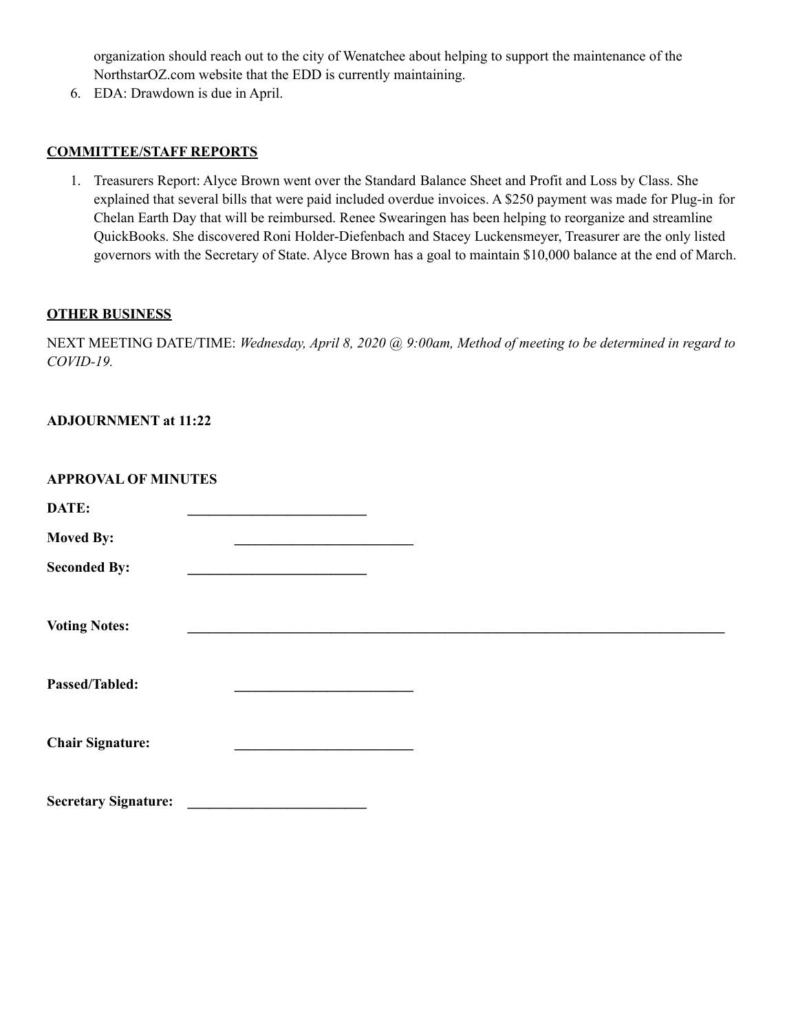organization should reach out to the city of Wenatchee about helping to support the maintenance of the NorthstarOZ.com website that the EDD is currently maintaining.

6. EDA: Drawdown is due in April.

**COMMITTEE/STAFF REPORTS**

1. Treasurers Report: Alyce Brown went over the Standard Balance Sheet and Profit and Loss by Class. She explained that several bills that were paid included overdue invoices. A $250 payment was made for Plug-in for Chelan Earth Day that will be reimbursed. Renee Swearingen has been helping to reorganize and streamline QuickBooks. She discovered Roni Holder-Diefenbach and Stacey Luckensmeyer, Treasurer are the only listed governors with the Secretary of State. Alyce Brown has a goal to maintain $10,000 balance at the end of March.

**OTHER BUSINESS**

NEXT MEETING DATE/TIME: *Wednesday, April 8, 2020 @ 9:00am, Method of meeting to be determined in regard to COVID-19.*

**ADJOURNMENT at 11:22**

**APPROVAL OF MINUTES**

**DATE:** ________________________

**Moved By:** ________________________

**Seconded By:** ________________________

**Voting Notes:** ________________________________________________________________________

**Passed/Tabled:** ________________________

**Chair Signature:** ________________________

**Secretary Signature:** ________________________